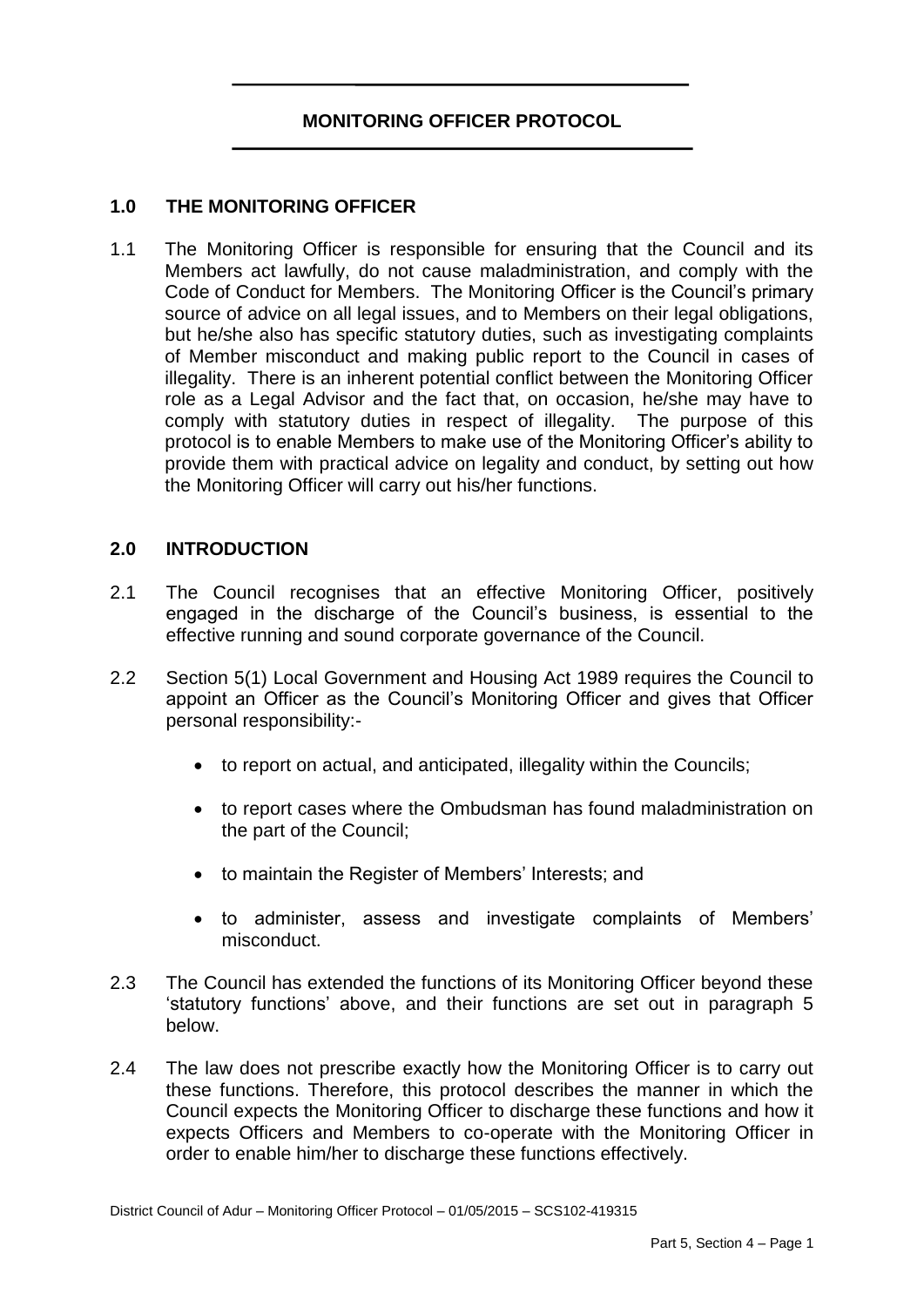# MONITORING OFFICER PROTOCOL

## 1.0 THE MONITORING OFFICER

1.1 The Monitoring Officer is responsible for ensuring that the Council and its Members act lawfully, do not cause maladministration, and comply with the Code of Conduct for Members. The Monitoring Officer is the Council's primary source of advice on all legal issues, and to Members on their legal obligations, but he/she also has specific statutory duties, such as investigating complaints of Member misconduct and making public report to the Council in cases of illegality. There is an inherent potential conflict between the Monitoring Officer role as a Legal Advisor and the fact that, on occasion, he/she may have to comply with statutory duties in respect of illegality. The purpose of this protocol is to enable Members to make use of the Monitoring Officer's ability to provide them with practical advice on legality and conduct, by setting out how the Monitoring Officer will carry out his/her functions.

## 2.0 INTRODUCTION

2.1 The Council recognises that an effective Monitoring Officer, positively engaged in the discharge of the Council's business, is essential to the effective running and sound corporate governance of the Council.

2.2 Section 5(1) Local Government and Housing Act 1989 requires the Council to appoint an Officer as the Council's Monitoring Officer and gives that Officer personal responsibility:-

- to report on actual, and anticipated, illegality within the Councils;
- to report cases where the Ombudsman has found maladministration on the part of the Council;
- to maintain the Register of Members' Interests; and
- to administer, assess and investigate complaints of Members' misconduct.

2.3 The Council has extended the functions of its Monitoring Officer beyond these 'statutory functions' above, and their functions are set out in paragraph 5 below.

2.4 The law does not prescribe exactly how the Monitoring Officer is to carry out these functions. Therefore, this protocol describes the manner in which the Council expects the Monitoring Officer to discharge these functions and how it expects Officers and Members to co-operate with the Monitoring Officer in order to enable him/her to discharge these functions effectively.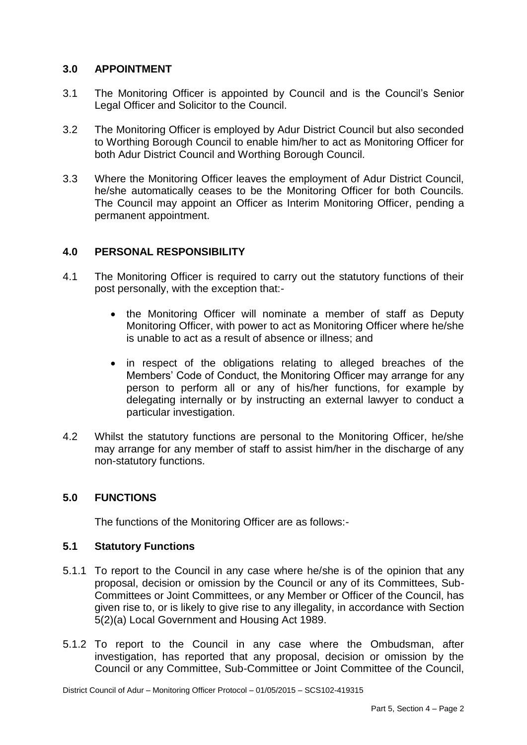## 3.0 APPOINTMENT

3.1 The Monitoring Officer is appointed by Council and is the Council's Senior Legal Officer and Solicitor to the Council.

3.2 The Monitoring Officer is employed by Adur District Council but also seconded to Worthing Borough Council to enable him/her to act as Monitoring Officer for both Adur District Council and Worthing Borough Council.

3.3 Where the Monitoring Officer leaves the employment of Adur District Council, he/she automatically ceases to be the Monitoring Officer for both Councils. The Council may appoint an Officer as Interim Monitoring Officer, pending a permanent appointment.

## 4.0 PERSONAL RESPONSIBILITY

4.1 The Monitoring Officer is required to carry out the statutory functions of their post personally, with the exception that:-

- the Monitoring Officer will nominate a member of staff as Deputy Monitoring Officer, with power to act as Monitoring Officer where he/she is unable to act as a result of absence or illness; and
- in respect of the obligations relating to alleged breaches of the Members' Code of Conduct, the Monitoring Officer may arrange for any person to perform all or any of his/her functions, for example by delegating internally or by instructing an external lawyer to conduct a particular investigation.

4.2 Whilst the statutory functions are personal to the Monitoring Officer, he/she may arrange for any member of staff to assist him/her in the discharge of any non-statutory functions.

## 5.0 FUNCTIONS

The functions of the Monitoring Officer are as follows:-

### 5.1 Statutory Functions

5.1.1 To report to the Council in any case where he/she is of the opinion that any proposal, decision or omission by the Council or any of its Committees, Sub-Committees or Joint Committees, or any Member or Officer of the Council, has given rise to, or is likely to give rise to any illegality, in accordance with Section 5(2)(a) Local Government and Housing Act 1989.

5.1.2 To report to the Council in any case where the Ombudsman, after investigation, has reported that any proposal, decision or omission by the Council or any Committee, Sub-Committee or Joint Committee of the Council,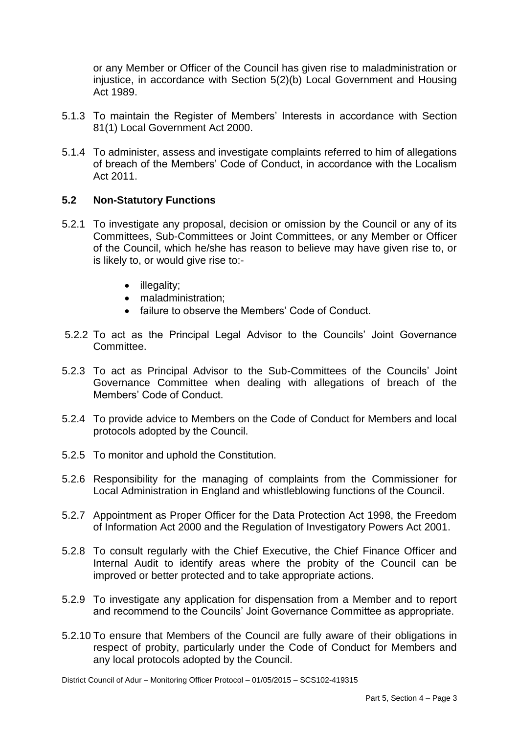or any Member or Officer of the Council has given rise to maladministration or injustice, in accordance with Section 5(2)(b) Local Government and Housing Act 1989.

5.1.3 To maintain the Register of Members' Interests in accordance with Section 81(1) Local Government Act 2000.

5.1.4 To administer, assess and investigate complaints referred to him of allegations of breach of the Members' Code of Conduct, in accordance with the Localism Act 2011.

### 5.2 Non-Statutory Functions

5.2.1 To investigate any proposal, decision or omission by the Council or any of its Committees, Sub-Committees or Joint Committees, or any Member or Officer of the Council, which he/she has reason to believe may have given rise to, or is likely to, or would give rise to:-

- illegality;
- maladministration;
- failure to observe the Members' Code of Conduct.

5.2.2 To act as the Principal Legal Advisor to the Councils' Joint Governance Committee.

5.2.3 To act as Principal Advisor to the Sub-Committees of the Councils' Joint Governance Committee when dealing with allegations of breach of the Members' Code of Conduct.

5.2.4 To provide advice to Members on the Code of Conduct for Members and local protocols adopted by the Council.

5.2.5 To monitor and uphold the Constitution.

5.2.6 Responsibility for the managing of complaints from the Commissioner for Local Administration in England and whistleblowing functions of the Council.

5.2.7 Appointment as Proper Officer for the Data Protection Act 1998, the Freedom of Information Act 2000 and the Regulation of Investigatory Powers Act 2001.

5.2.8 To consult regularly with the Chief Executive, the Chief Finance Officer and Internal Audit to identify areas where the probity of the Council can be improved or better protected and to take appropriate actions.

5.2.9 To investigate any application for dispensation from a Member and to report and recommend to the Councils' Joint Governance Committee as appropriate.

5.2.10 To ensure that Members of the Council are fully aware of their obligations in respect of probity, particularly under the Code of Conduct for Members and any local protocols adopted by the Council.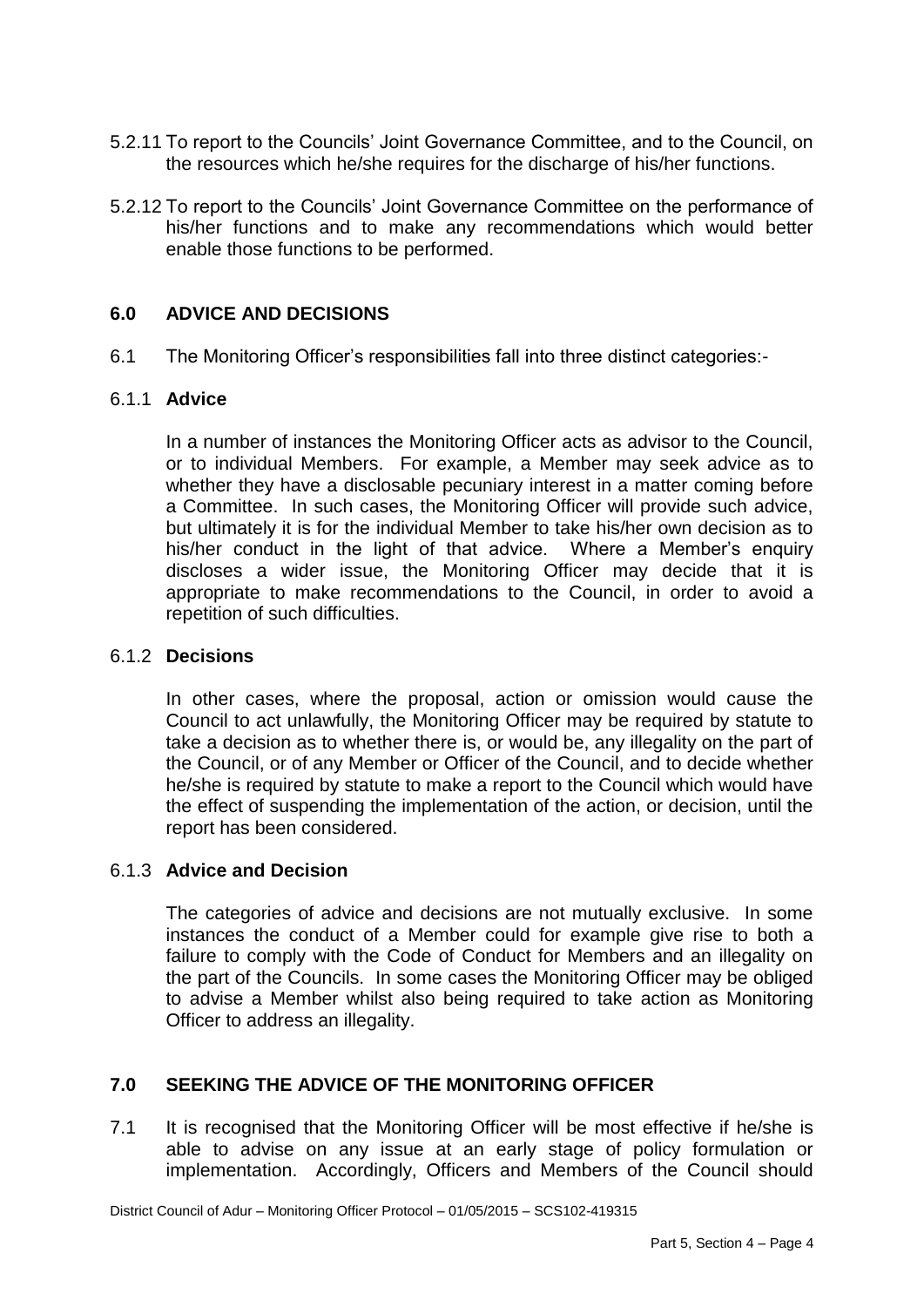5.2.11 To report to the Councils' Joint Governance Committee, and to the Council, on the resources which he/she requires for the discharge of his/her functions.

5.2.12 To report to the Councils' Joint Governance Committee on the performance of his/her functions and to make any recommendations which would better enable those functions to be performed.

## 6.0 ADVICE AND DECISIONS

6.1 The Monitoring Officer's responsibilities fall into three distinct categories:-

### 6.1.1 Advice

In a number of instances the Monitoring Officer acts as advisor to the Council, or to individual Members. For example, a Member may seek advice as to whether they have a disclosable pecuniary interest in a matter coming before a Committee. In such cases, the Monitoring Officer will provide such advice, but ultimately it is for the individual Member to take his/her own decision as to his/her conduct in the light of that advice. Where a Member's enquiry discloses a wider issue, the Monitoring Officer may decide that it is appropriate to make recommendations to the Council, in order to avoid a repetition of such difficulties.

### 6.1.2 Decisions

In other cases, where the proposal, action or omission would cause the Council to act unlawfully, the Monitoring Officer may be required by statute to take a decision as to whether there is, or would be, any illegality on the part of the Council, or of any Member or Officer of the Council, and to decide whether he/she is required by statute to make a report to the Council which would have the effect of suspending the implementation of the action, or decision, until the report has been considered.

### 6.1.3 Advice and Decision

The categories of advice and decisions are not mutually exclusive. In some instances the conduct of a Member could for example give rise to both a failure to comply with the Code of Conduct for Members and an illegality on the part of the Councils. In some cases the Monitoring Officer may be obliged to advise a Member whilst also being required to take action as Monitoring Officer to address an illegality.

## 7.0 SEEKING THE ADVICE OF THE MONITORING OFFICER

7.1 It is recognised that the Monitoring Officer will be most effective if he/she is able to advise on any issue at an early stage of policy formulation or implementation. Accordingly, Officers and Members of the Council should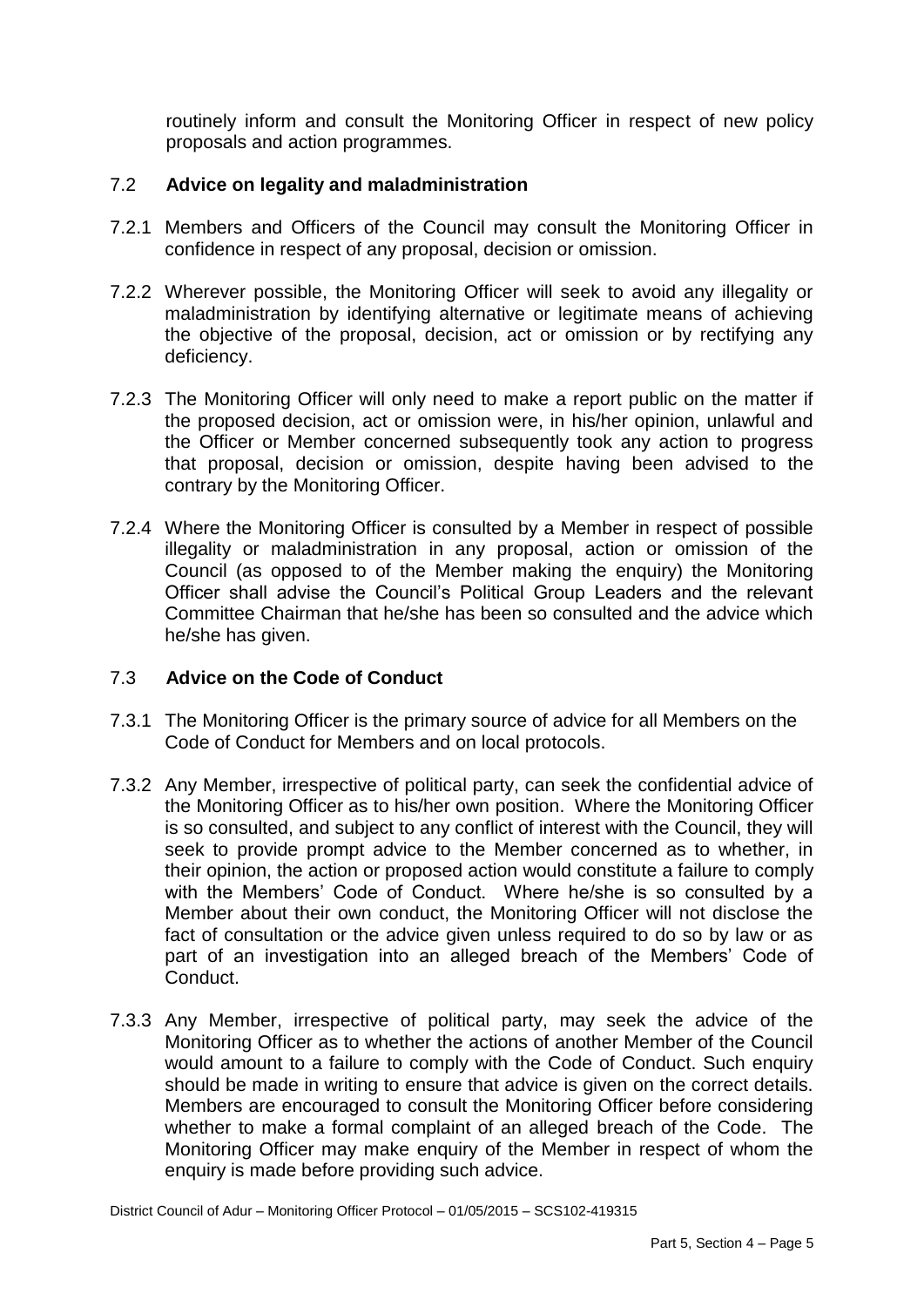routinely inform and consult the Monitoring Officer in respect of new policy proposals and action programmes.

## 7.2 Advice on legality and maladministration

7.2.1 Members and Officers of the Council may consult the Monitoring Officer in confidence in respect of any proposal, decision or omission.

7.2.2 Wherever possible, the Monitoring Officer will seek to avoid any illegality or maladministration by identifying alternative or legitimate means of achieving the objective of the proposal, decision, act or omission or by rectifying any deficiency.

7.2.3 The Monitoring Officer will only need to make a report public on the matter if the proposed decision, act or omission were, in his/her opinion, unlawful and the Officer or Member concerned subsequently took any action to progress that proposal, decision or omission, despite having been advised to the contrary by the Monitoring Officer.

7.2.4 Where the Monitoring Officer is consulted by a Member in respect of possible illegality or maladministration in any proposal, action or omission of the Council (as opposed to of the Member making the enquiry) the Monitoring Officer shall advise the Council's Political Group Leaders and the relevant Committee Chairman that he/she has been so consulted and the advice which he/she has given.

## 7.3 Advice on the Code of Conduct

7.3.1 The Monitoring Officer is the primary source of advice for all Members on the Code of Conduct for Members and on local protocols.

7.3.2 Any Member, irrespective of political party, can seek the confidential advice of the Monitoring Officer as to his/her own position. Where the Monitoring Officer is so consulted, and subject to any conflict of interest with the Council, they will seek to provide prompt advice to the Member concerned as to whether, in their opinion, the action or proposed action would constitute a failure to comply with the Members' Code of Conduct. Where he/she is so consulted by a Member about their own conduct, the Monitoring Officer will not disclose the fact of consultation or the advice given unless required to do so by law or as part of an investigation into an alleged breach of the Members' Code of Conduct.

7.3.3 Any Member, irrespective of political party, may seek the advice of the Monitoring Officer as to whether the actions of another Member of the Council would amount to a failure to comply with the Code of Conduct. Such enquiry should be made in writing to ensure that advice is given on the correct details. Members are encouraged to consult the Monitoring Officer before considering whether to make a formal complaint of an alleged breach of the Code. The Monitoring Officer may make enquiry of the Member in respect of whom the enquiry is made before providing such advice.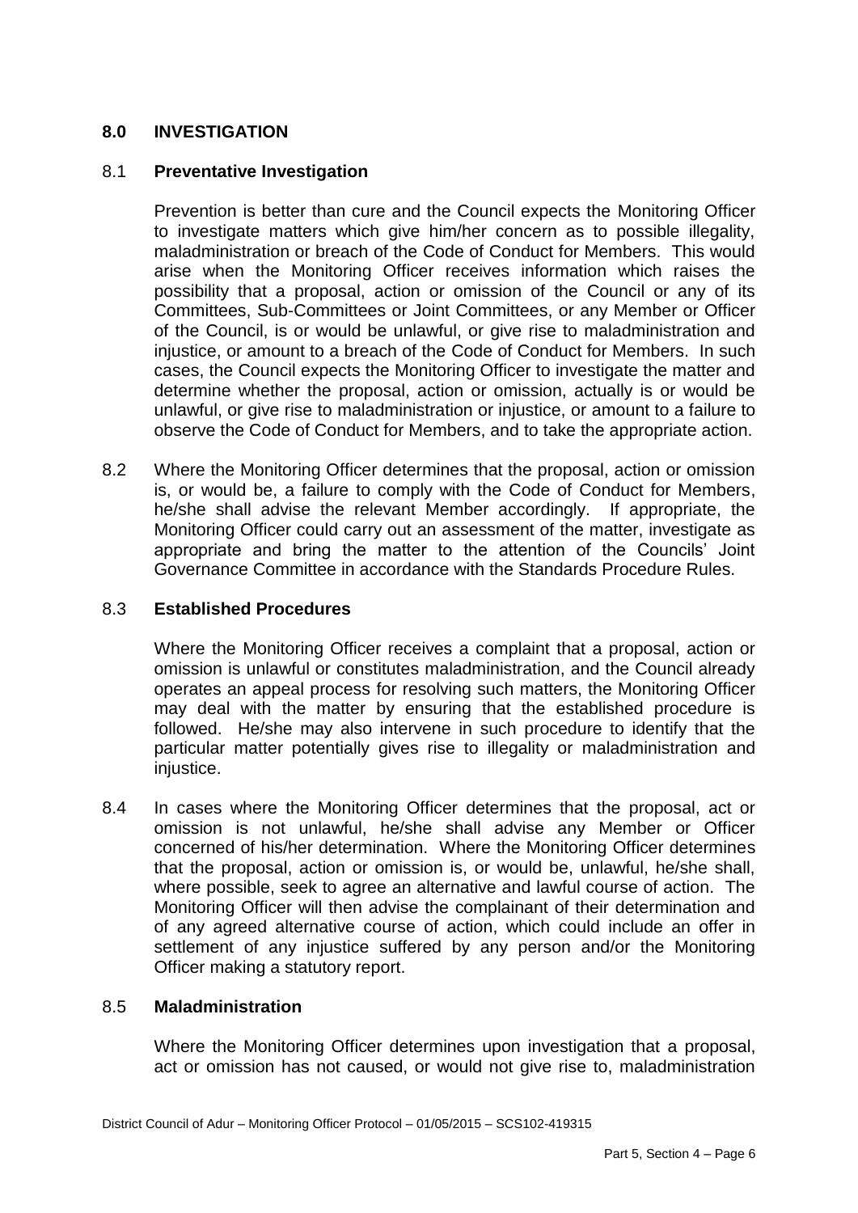## 8.0 INVESTIGATION

### 8.1 Preventative Investigation

Prevention is better than cure and the Council expects the Monitoring Officer to investigate matters which give him/her concern as to possible illegality, maladministration or breach of the Code of Conduct for Members. This would arise when the Monitoring Officer receives information which raises the possibility that a proposal, action or omission of the Council or any of its Committees, Sub-Committees or Joint Committees, or any Member or Officer of the Council, is or would be unlawful, or give rise to maladministration and injustice, or amount to a breach of the Code of Conduct for Members. In such cases, the Council expects the Monitoring Officer to investigate the matter and determine whether the proposal, action or omission, actually is or would be unlawful, or give rise to maladministration or injustice, or amount to a failure to observe the Code of Conduct for Members, and to take the appropriate action.

8.2 Where the Monitoring Officer determines that the proposal, action or omission is, or would be, a failure to comply with the Code of Conduct for Members, he/she shall advise the relevant Member accordingly. If appropriate, the Monitoring Officer could carry out an assessment of the matter, investigate as appropriate and bring the matter to the attention of the Councils' Joint Governance Committee in accordance with the Standards Procedure Rules.

### 8.3 Established Procedures

Where the Monitoring Officer receives a complaint that a proposal, action or omission is unlawful or constitutes maladministration, and the Council already operates an appeal process for resolving such matters, the Monitoring Officer may deal with the matter by ensuring that the established procedure is followed. He/she may also intervene in such procedure to identify that the particular matter potentially gives rise to illegality or maladministration and injustice.

8.4 In cases where the Monitoring Officer determines that the proposal, act or omission is not unlawful, he/she shall advise any Member or Officer concerned of his/her determination. Where the Monitoring Officer determines that the proposal, action or omission is, or would be, unlawful, he/she shall, where possible, seek to agree an alternative and lawful course of action. The Monitoring Officer will then advise the complainant of their determination and of any agreed alternative course of action, which could include an offer in settlement of any injustice suffered by any person and/or the Monitoring Officer making a statutory report.

### 8.5 Maladministration

Where the Monitoring Officer determines upon investigation that a proposal, act or omission has not caused, or would not give rise to, maladministration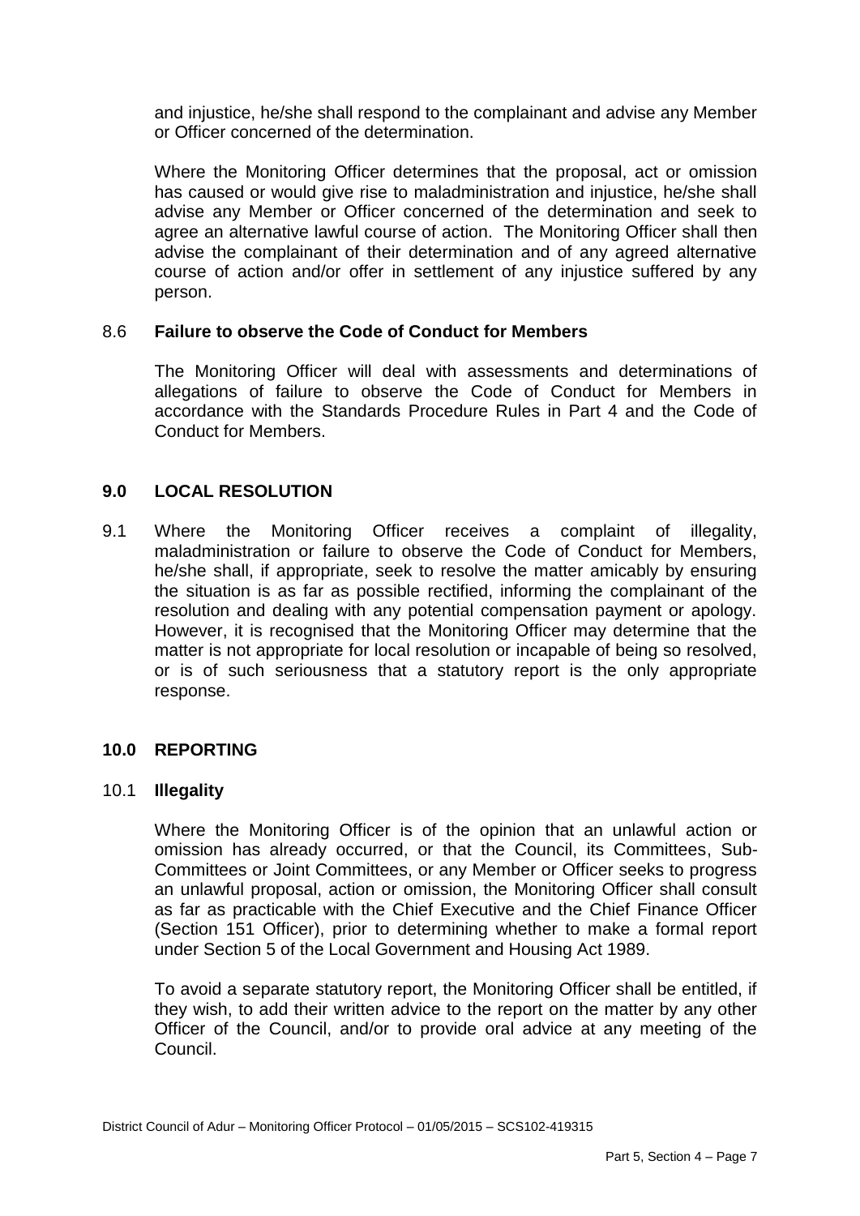and injustice, he/she shall respond to the complainant and advise any Member or Officer concerned of the determination.

Where the Monitoring Officer determines that the proposal, act or omission has caused or would give rise to maladministration and injustice, he/she shall advise any Member or Officer concerned of the determination and seek to agree an alternative lawful course of action. The Monitoring Officer shall then advise the complainant of their determination and of any agreed alternative course of action and/or offer in settlement of any injustice suffered by any person.

### 8.6 Failure to observe the Code of Conduct for Members

The Monitoring Officer will deal with assessments and determinations of allegations of failure to observe the Code of Conduct for Members in accordance with the Standards Procedure Rules in Part 4 and the Code of Conduct for Members.

## 9.0 LOCAL RESOLUTION

9.1 Where the Monitoring Officer receives a complaint of illegality, maladministration or failure to observe the Code of Conduct for Members, he/she shall, if appropriate, seek to resolve the matter amicably by ensuring the situation is as far as possible rectified, informing the complainant of the resolution and dealing with any potential compensation payment or apology. However, it is recognised that the Monitoring Officer may determine that the matter is not appropriate for local resolution or incapable of being so resolved, or is of such seriousness that a statutory report is the only appropriate response.

## 10.0 REPORTING

### 10.1 Illegality

Where the Monitoring Officer is of the opinion that an unlawful action or omission has already occurred, or that the Council, its Committees, Sub-Committees or Joint Committees, or any Member or Officer seeks to progress an unlawful proposal, action or omission, the Monitoring Officer shall consult as far as practicable with the Chief Executive and the Chief Finance Officer (Section 151 Officer), prior to determining whether to make a formal report under Section 5 of the Local Government and Housing Act 1989.

To avoid a separate statutory report, the Monitoring Officer shall be entitled, if they wish, to add their written advice to the report on the matter by any other Officer of the Council, and/or to provide oral advice at any meeting of the Council.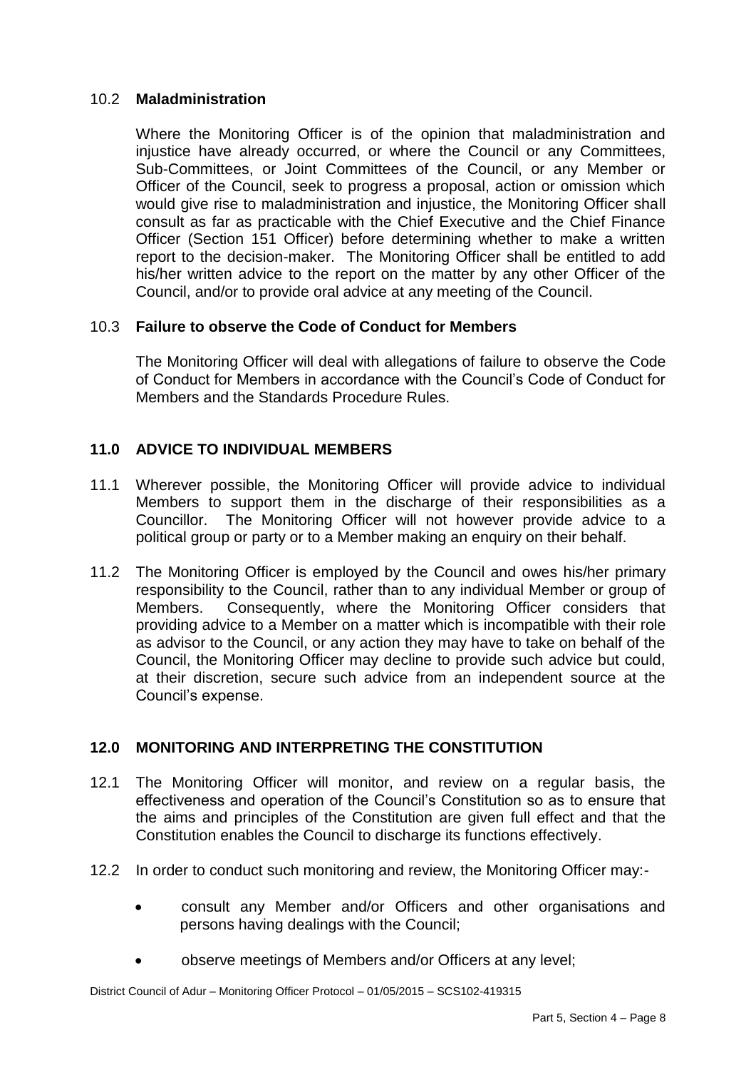### 10.2 **Maladministration**

Where the Monitoring Officer is of the opinion that maladministration and injustice have already occurred, or where the Council or any Committees, Sub-Committees, or Joint Committees of the Council, or any Member or Officer of the Council, seek to progress a proposal, action or omission which would give rise to maladministration and injustice, the Monitoring Officer shall consult as far as practicable with the Chief Executive and the Chief Finance Officer (Section 151 Officer) before determining whether to make a written report to the decision-maker. The Monitoring Officer shall be entitled to add his/her written advice to the report on the matter by any other Officer of the Council, and/or to provide oral advice at any meeting of the Council.

### 10.3 **Failure to observe the Code of Conduct for Members**

The Monitoring Officer will deal with allegations of failure to observe the Code of Conduct for Members in accordance with the Council's Code of Conduct for Members and the Standards Procedure Rules.

## 11.0 ADVICE TO INDIVIDUAL MEMBERS

11.1 Wherever possible, the Monitoring Officer will provide advice to individual Members to support them in the discharge of their responsibilities as a Councillor. The Monitoring Officer will not however provide advice to a political group or party or to a Member making an enquiry on their behalf.

11.2 The Monitoring Officer is employed by the Council and owes his/her primary responsibility to the Council, rather than to any individual Member or group of Members. Consequently, where the Monitoring Officer considers that providing advice to a Member on a matter which is incompatible with their role as advisor to the Council, or any action they may have to take on behalf of the Council, the Monitoring Officer may decline to provide such advice but could, at their discretion, secure such advice from an independent source at the Council's expense.

## 12.0 MONITORING AND INTERPRETING THE CONSTITUTION

12.1 The Monitoring Officer will monitor, and review on a regular basis, the effectiveness and operation of the Council's Constitution so as to ensure that the aims and principles of the Constitution are given full effect and that the Constitution enables the Council to discharge its functions effectively.

12.2 In order to conduct such monitoring and review, the Monitoring Officer may:-

- consult any Member and/or Officers and other organisations and persons having dealings with the Council;
- observe meetings of Members and/or Officers at any level;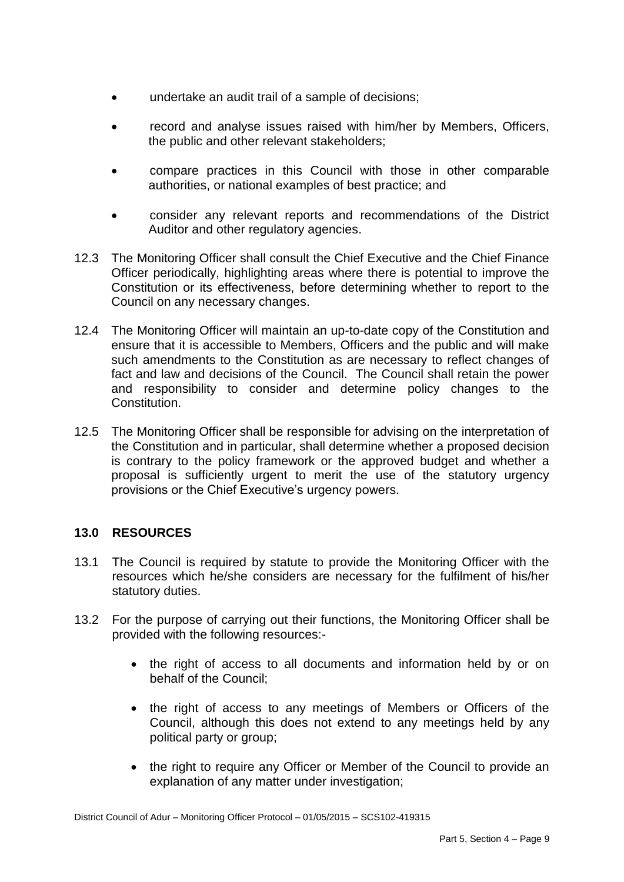- undertake an audit trail of a sample of decisions;
- record and analyse issues raised with him/her by Members, Officers, the public and other relevant stakeholders;
- compare practices in this Council with those in other comparable authorities, or national examples of best practice; and
- consider any relevant reports and recommendations of the District Auditor and other regulatory agencies.

12.3 The Monitoring Officer shall consult the Chief Executive and the Chief Finance Officer periodically, highlighting areas where there is potential to improve the Constitution or its effectiveness, before determining whether to report to the Council on any necessary changes.

12.4 The Monitoring Officer will maintain an up-to-date copy of the Constitution and ensure that it is accessible to Members, Officers and the public and will make such amendments to the Constitution as are necessary to reflect changes of fact and law and decisions of the Council. The Council shall retain the power and responsibility to consider and determine policy changes to the Constitution.

12.5 The Monitoring Officer shall be responsible for advising on the interpretation of the Constitution and in particular, shall determine whether a proposed decision is contrary to the policy framework or the approved budget and whether a proposal is sufficiently urgent to merit the use of the statutory urgency provisions or the Chief Executive's urgency powers.

## 13.0 RESOURCES

13.1 The Council is required by statute to provide the Monitoring Officer with the resources which he/she considers are necessary for the fulfilment of his/her statutory duties.

13.2 For the purpose of carrying out their functions, the Monitoring Officer shall be provided with the following resources:-

- the right of access to all documents and information held by or on behalf of the Council;
- the right of access to any meetings of Members or Officers of the Council, although this does not extend to any meetings held by any political party or group;
- the right to require any Officer or Member of the Council to provide an explanation of any matter under investigation;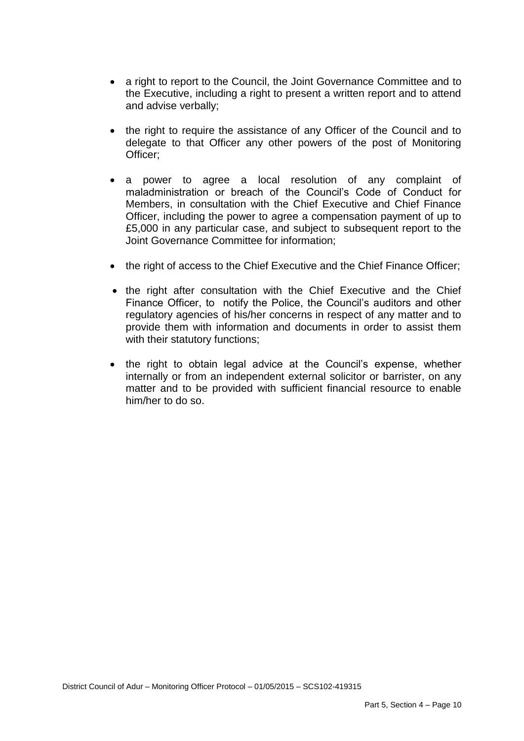- a right to report to the Council, the Joint Governance Committee and to the Executive, including a right to present a written report and to attend and advise verbally;

- the right to require the assistance of any Officer of the Council and to delegate to that Officer any other powers of the post of Monitoring Officer;

- a power to agree a local resolution of any complaint of maladministration or breach of the Council's Code of Conduct for Members, in consultation with the Chief Executive and Chief Finance Officer, including the power to agree a compensation payment of up to £5,000 in any particular case, and subject to subsequent report to the Joint Governance Committee for information;

- the right of access to the Chief Executive and the Chief Finance Officer;

- the right after consultation with the Chief Executive and the Chief Finance Officer, to notify the Police, the Council's auditors and other regulatory agencies of his/her concerns in respect of any matter and to provide them with information and documents in order to assist them with their statutory functions;

- the right to obtain legal advice at the Council's expense, whether internally or from an independent external solicitor or barrister, on any matter and to be provided with sufficient financial resource to enable him/her to do so.